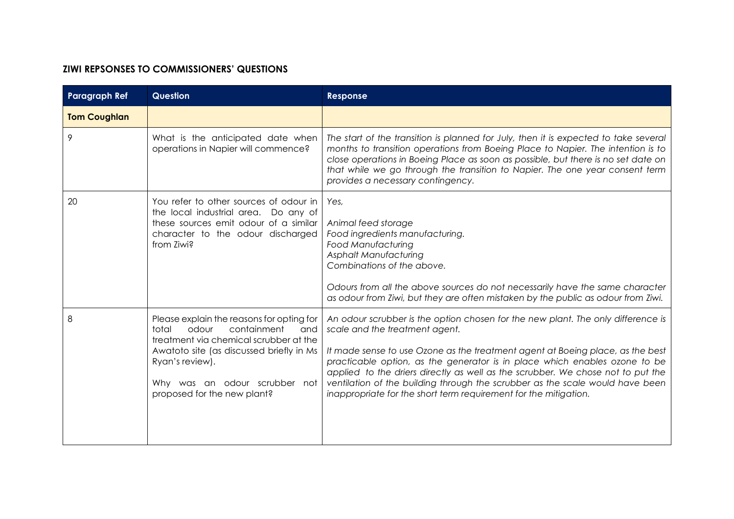**ZIWI REPSONSES TO COMMISSIONERS' QUESTIONS**

| Paragraph Ref | Question | Response |
|---|---|---|
| **Tom Coughlan** | | |
| 9 | What is the anticipated date when operations in Napier will commence? | *The start of the transition is planned for July, then it is expected to take several months to transition operations from Boeing Place to Napier. The intention is to close operations in Boeing Place as soon as possible, but there is no set date on that while we go through the transition to Napier. The one year consent term provides a necessary contingency.* |
| 20 | You refer to other sources of odour in the local industrial area. Do any of these sources emit odour of a similar character to the odour discharged from Ziwi? | *Yes,*<br><br>*Animal feed storage*<br>*Food ingredients manufacturing.*<br>*Food Manufacturing*<br>*Asphalt Manufacturing*<br>*Combinations of the above.*<br><br>*Odours from all the above sources do not necessarily have the same character as odour from Ziwi, but they are often mistaken by the public as odour from Ziwi.* |
| 8 | Please explain the reasons for opting for total odour containment and treatment via chemical scrubber at the Awatoto site (as discussed briefly in Ms Ryan's review).<br><br>Why was an odour scrubber not proposed for the new plant? | *An odour scrubber is the option chosen for the new plant. The only difference is scale and the treatment agent.*<br><br>*It made sense to use Ozone as the treatment agent at Boeing place, as the best practicable option, as the generator is in place which enables ozone to be applied to the driers directly as well as the scrubber. We chose not to put the ventilation of the building through the scrubber as the scale would have been inappropriate for the short term requirement for the mitigation.* |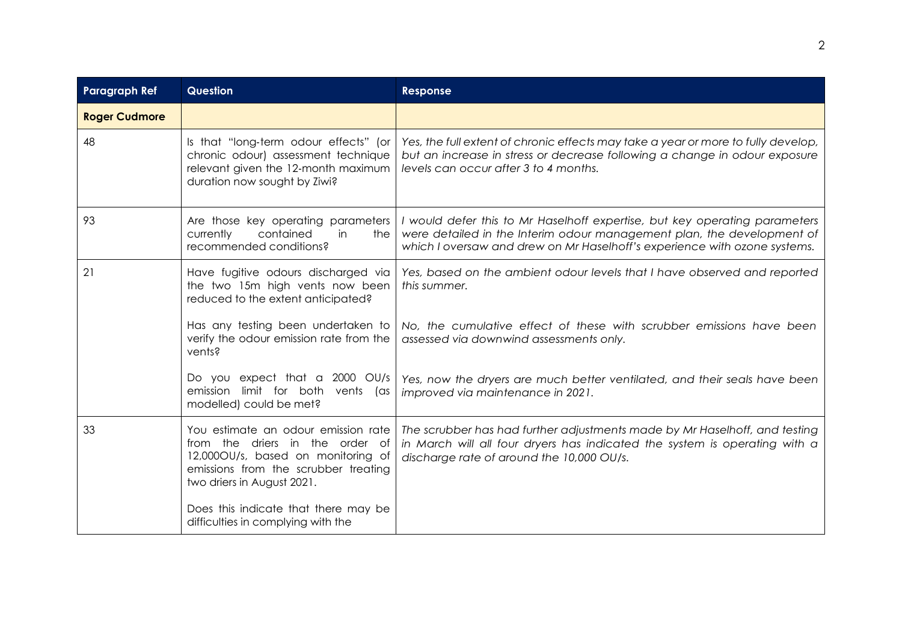| Paragraph Ref | Question | Response |
|---|---|---|
| **Roger Cudmore** | | |
| 48 | Is that "long-term odour effects" (or chronic odour) assessment technique relevant given the 12-month maximum duration now sought by Ziwi? | *Yes, the full extent of chronic effects may take a year or more to fully develop, but an increase in stress or decrease following a change in odour exposure levels can occur after 3 to 4 months.* |
| 93 | Are those key operating parameters currently contained in the recommended conditions? | *I would defer this to Mr Haselhoff expertise, but key operating parameters were detailed in the Interim odour management plan, the development of which I oversaw and drew on Mr Haselhoff's experience with ozone systems.* |
| 21 | Have fugitive odours discharged via the two 15m high vents now been reduced to the extent anticipated? | *Yes, based on the ambient odour levels that I have observed and reported this summer.* |
| | Has any testing been undertaken to verify the odour emission rate from the vents? | *No, the cumulative effect of these with scrubber emissions have been assessed via downwind assessments only.* |
| | Do you expect that a 2000 OU/s emission limit for both vents (as modelled) could be met? | *Yes, now the dryers are much better ventilated, and their seals have been improved via maintenance in 2021.* |
| 33 | You estimate an odour emission rate from the driers in the order of 12,000OU/s, based on monitoring of emissions from the scrubber treating two driers in August 2021.<br><br>Does this indicate that there may be difficulties in complying with the | *The scrubber has had further adjustments made by Mr Haselhoff, and testing in March will all four dryers has indicated the system is operating with a discharge rate of around the 10,000 OU/s.* |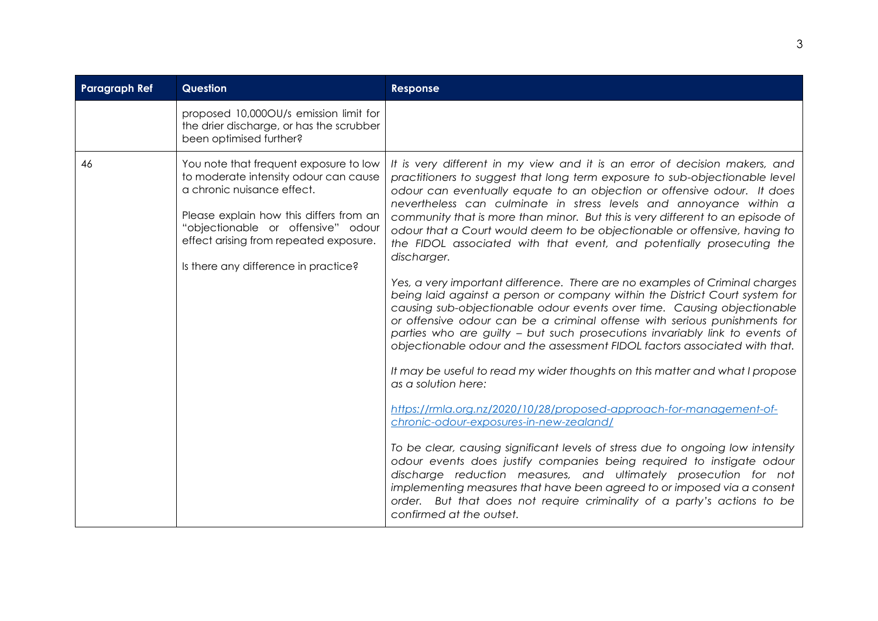| Paragraph Ref | Question | Response |
| --- | --- | --- |
| | proposed 10,000OU/s emission limit for the drier discharge, or has the scrubber been optimised further? | |
| 46 | You note that frequent exposure to low to moderate intensity odour can cause a chronic nuisance effect.<br><br>Please explain how this differs from an "objectionable or offensive" odour effect arising from repeated exposure.<br><br>Is there any difference in practice? | *It is very different in my view and it is an error of decision makers, and practitioners to suggest that long term exposure to sub-objectionable level odour can eventually equate to an objection or offensive odour. It does nevertheless can culminate in stress levels and annoyance within a community that is more than minor. But this is very different to an episode of odour that a Court would deem to be objectionable or offensive, having to the FIDOL associated with that event, and potentially prosecuting the discharger.*<br><br>*Yes, a very important difference. There are no examples of Criminal charges being laid against a person or company within the District Court system for causing sub-objectionable odour events over time. Causing objectionable or offensive odour can be a criminal offense with serious punishments for parties who are guilty – but such prosecutions invariably link to events of objectionable odour and the assessment FIDOL factors associated with that.*<br><br>*It may be useful to read my wider thoughts on this matter and what I propose as a solution here:*<br><br>*[https://rmla.org.nz/2020/10/28/proposed-approach-for-management-of-chronic-odour-exposures-in-new-zealand/](https://rmla.org.nz/2020/10/28/proposed-approach-for-management-of-chronic-odour-exposures-in-new-zealand/)*<br><br>*To be clear, causing significant levels of stress due to ongoing low intensity odour events does justify companies being required to instigate odour discharge reduction measures, and ultimately prosecution for not implementing measures that have been agreed to or imposed via a consent order. But that does not require criminality of a party's actions to be confirmed at the outset.* |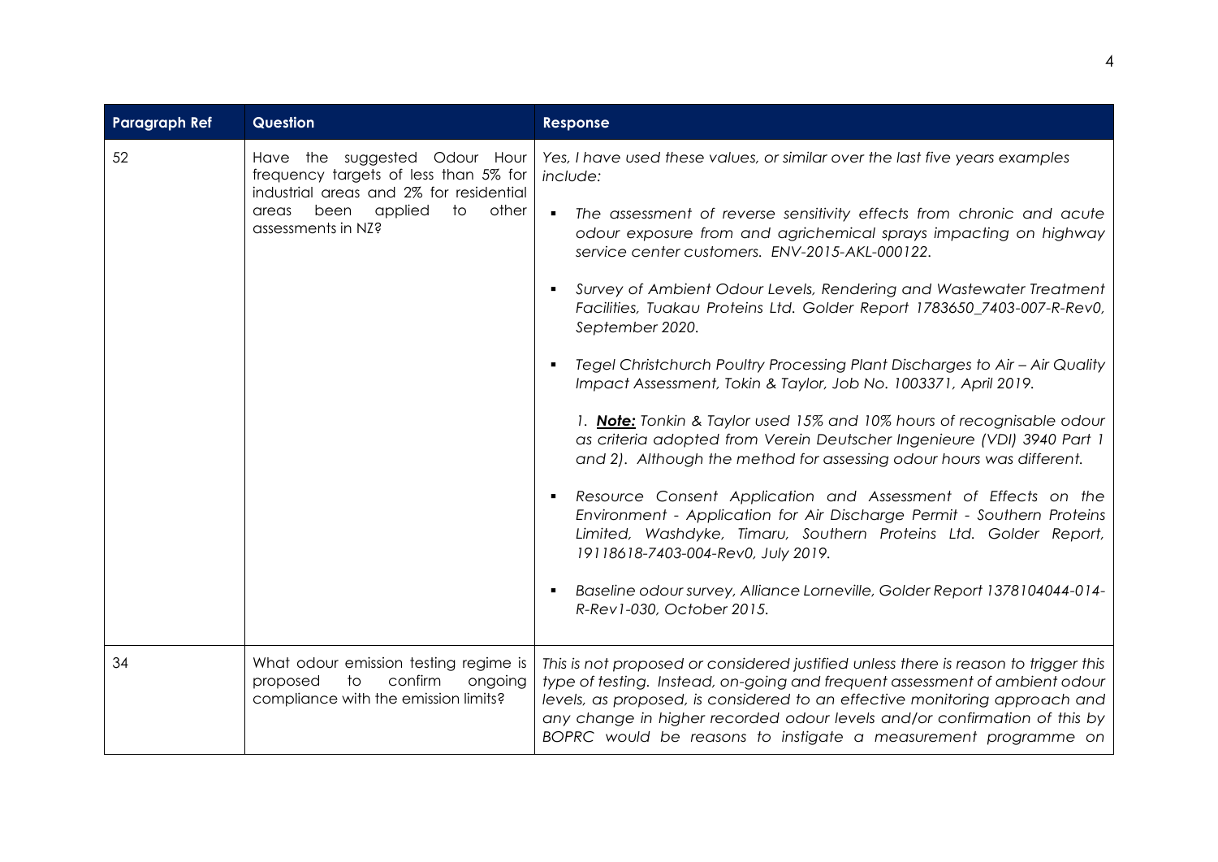| Paragraph Ref | Question | Response |
|---|---|---|
| 52 | Have the suggested Odour Hour frequency targets of less than 5% for industrial areas and 2% for residential areas been applied to other assessments in NZ? | *Yes, I have used these values, or similar over the last five years examples include:*<br>▪ *The assessment of reverse sensitivity effects from chronic and acute odour exposure from and agrichemical sprays impacting on highway service center customers. ENV-2015-AKL-000122.*<br>▪ *Survey of Ambient Odour Levels, Rendering and Wastewater Treatment Facilities, Tuakau Proteins Ltd. Golder Report 1783650_7403-007-R-Rev0, September 2020.*<br>▪ *Tegel Christchurch Poultry Processing Plant Discharges to Air – Air Quality Impact Assessment, Tokin & Taylor, Job No. 1003371, April 2019.*<br>*1. **Note:** Tonkin & Taylor used 15% and 10% hours of recognisable odour as criteria adopted from Verein Deutscher Ingenieure (VDI) 3940 Part 1 and 2). Although the method for assessing odour hours was different.*<br>▪ *Resource Consent Application and Assessment of Effects on the Environment - Application for Air Discharge Permit - Southern Proteins Limited, Washdyke, Timaru, Southern Proteins Ltd. Golder Report, 19118618-7403-004-Rev0, July 2019.*<br>▪ *Baseline odour survey, Alliance Lorneville, Golder Report 1378104044-014-R-Rev1-030, October 2015.* |
| 34 | What odour emission testing regime is proposed to confirm ongoing compliance with the emission limits? | *This is not proposed or considered justified unless there is reason to trigger this type of testing. Instead, on-going and frequent assessment of ambient odour levels, as proposed, is considered to an effective monitoring approach and any change in higher recorded odour levels and/or confirmation of this by BOPRC would be reasons to instigate a measurement programme on* |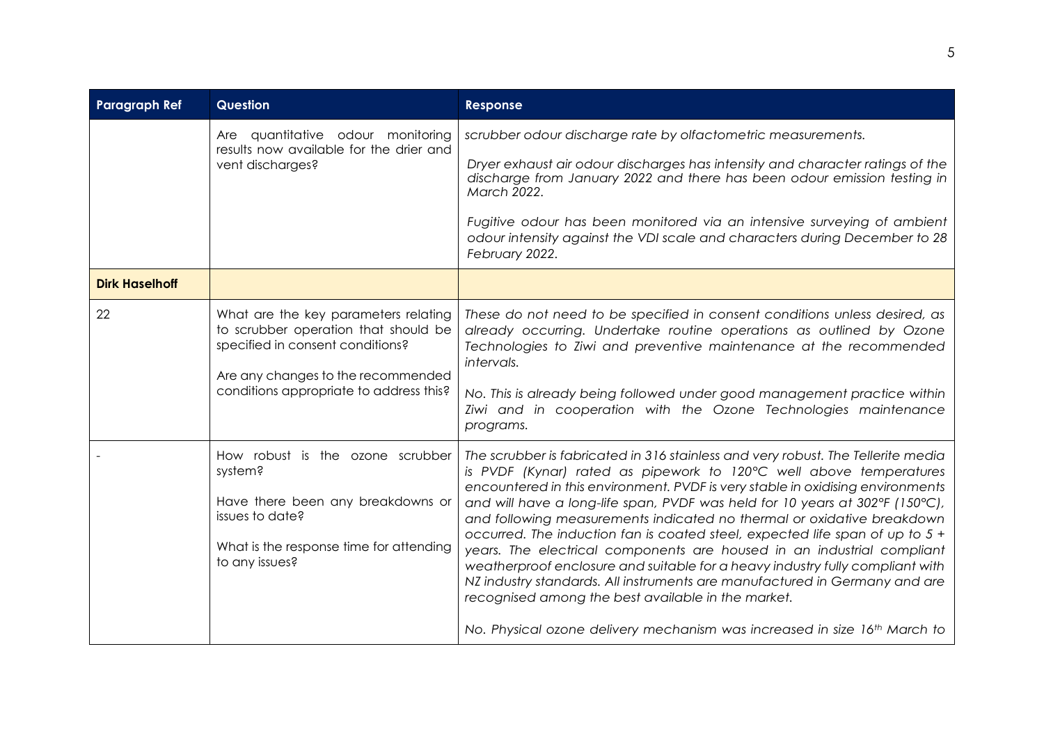| Paragraph Ref | Question | Response |
|---|---|---|
| | Are quantitative odour monitoring results now available for the drier and vent discharges? | *scrubber odour discharge rate by olfactometric measurements.*<br><br>*Dryer exhaust air odour discharges has intensity and character ratings of the discharge from January 2022 and there has been odour emission testing in March 2022.*<br><br>*Fugitive odour has been monitored via an intensive surveying of ambient odour intensity against the VDI scale and characters during December to 28 February 2022.* |
| **Dirk Haselhoff** | | |
| 22 | What are the key parameters relating to scrubber operation that should be specified in consent conditions?<br><br>Are any changes to the recommended conditions appropriate to address this? | *These do not need to be specified in consent conditions unless desired, as already occurring. Undertake routine operations as outlined by Ozone Technologies to Ziwi and preventive maintenance at the recommended intervals.*<br><br>*No. This is already being followed under good management practice within Ziwi and in cooperation with the Ozone Technologies maintenance programs.* |
| - | How robust is the ozone scrubber system?<br><br>Have there been any breakdowns or issues to date?<br><br>What is the response time for attending to any issues? | *The scrubber is fabricated in 316 stainless and very robust. The Tellerite media is PVDF (Kynar) rated as pipework to 120°C well above temperatures encountered in this environment. PVDF is very stable in oxidising environments and will have a long-life span, PVDF was held for 10 years at 302°F (150°C), and following measurements indicated no thermal or oxidative breakdown occurred. The induction fan is coated steel, expected life span of up to 5 + years. The electrical components are housed in an industrial compliant weatherproof enclosure and suitable for a heavy industry fully compliant with NZ industry standards. All instruments are manufactured in Germany and are recognised among the best available in the market.*<br><br>*No. Physical ozone delivery mechanism was increased in size 16th March to* |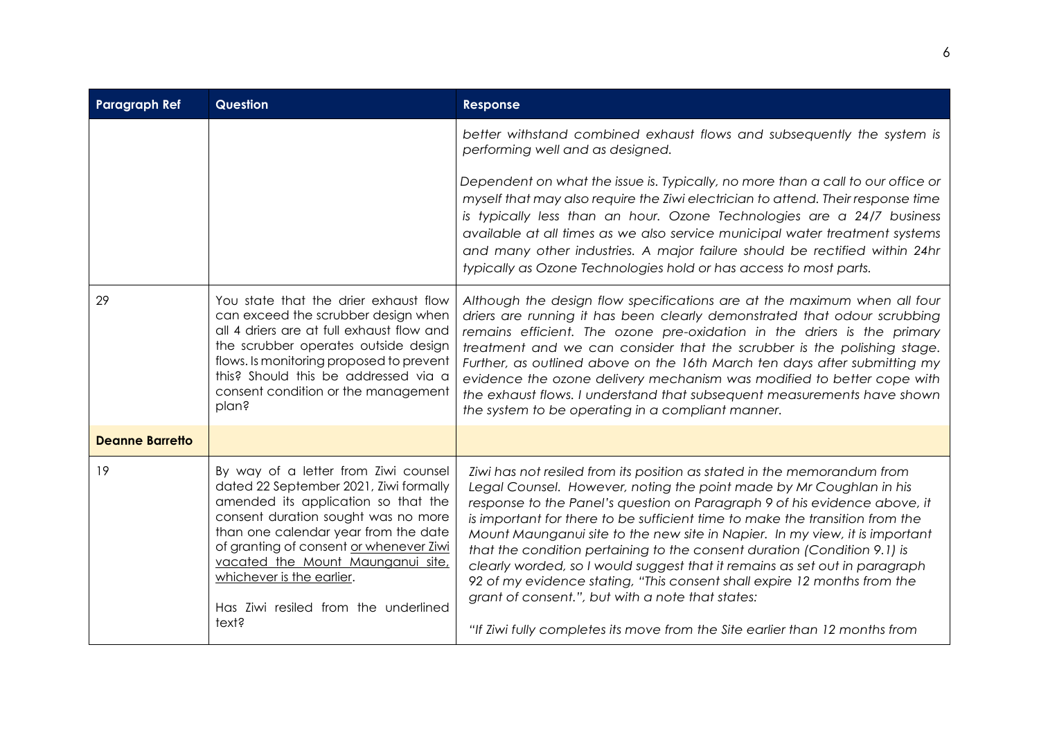| Paragraph Ref | Question | Response |
|---|---|---|
| | | *better withstand combined exhaust flows and subsequently the system is performing well and as designed.*<br><br>*Dependent on what the issue is. Typically, no more than a call to our office or myself that may also require the Ziwi electrician to attend. Their response time is typically less than an hour. Ozone Technologies are a 24/7 business available at all times as we also service municipal water treatment systems and many other industries. A major failure should be rectified within 24hr typically as Ozone Technologies hold or has access to most parts.* |
| 29 | You state that the drier exhaust flow can exceed the scrubber design when all 4 driers are at full exhaust flow and the scrubber operates outside design flows. Is monitoring proposed to prevent this? Should this be addressed via a consent condition or the management plan? | *Although the design flow specifications are at the maximum when all four driers are running it has been clearly demonstrated that odour scrubbing remains efficient. The ozone pre-oxidation in the driers is the primary treatment and we can consider that the scrubber is the polishing stage. Further, as outlined above on the 16th March ten days after submitting my evidence the ozone delivery mechanism was modified to better cope with the exhaust flows. I understand that subsequent measurements have shown the system to be operating in a compliant manner.* |
| **Deanne Barretto** | | |
| 19 | By way of a letter from Ziwi counsel dated 22 September 2021, Ziwi formally amended its application so that the consent duration sought was no more than one calendar year from the date of granting of consent <u>or whenever Ziwi vacated the Mount Maunganui site, whichever is the earlier</u>.<br><br>Has Ziwi resiled from the underlined text? | *Ziwi has not resiled from its position as stated in the memorandum from Legal Counsel. However, noting the point made by Mr Coughlan in his response to the Panel's question on Paragraph 9 of his evidence above, it is important for there to be sufficient time to make the transition from the Mount Maunganui site to the new site in Napier. In my view, it is important that the condition pertaining to the consent duration (Condition 9.1) is clearly worded, so I would suggest that it remains as set out in paragraph 92 of my evidence stating, "This consent shall expire 12 months from the grant of consent.", but with a note that states:*<br><br>*"If Ziwi fully completes its move from the Site earlier than 12 months from* |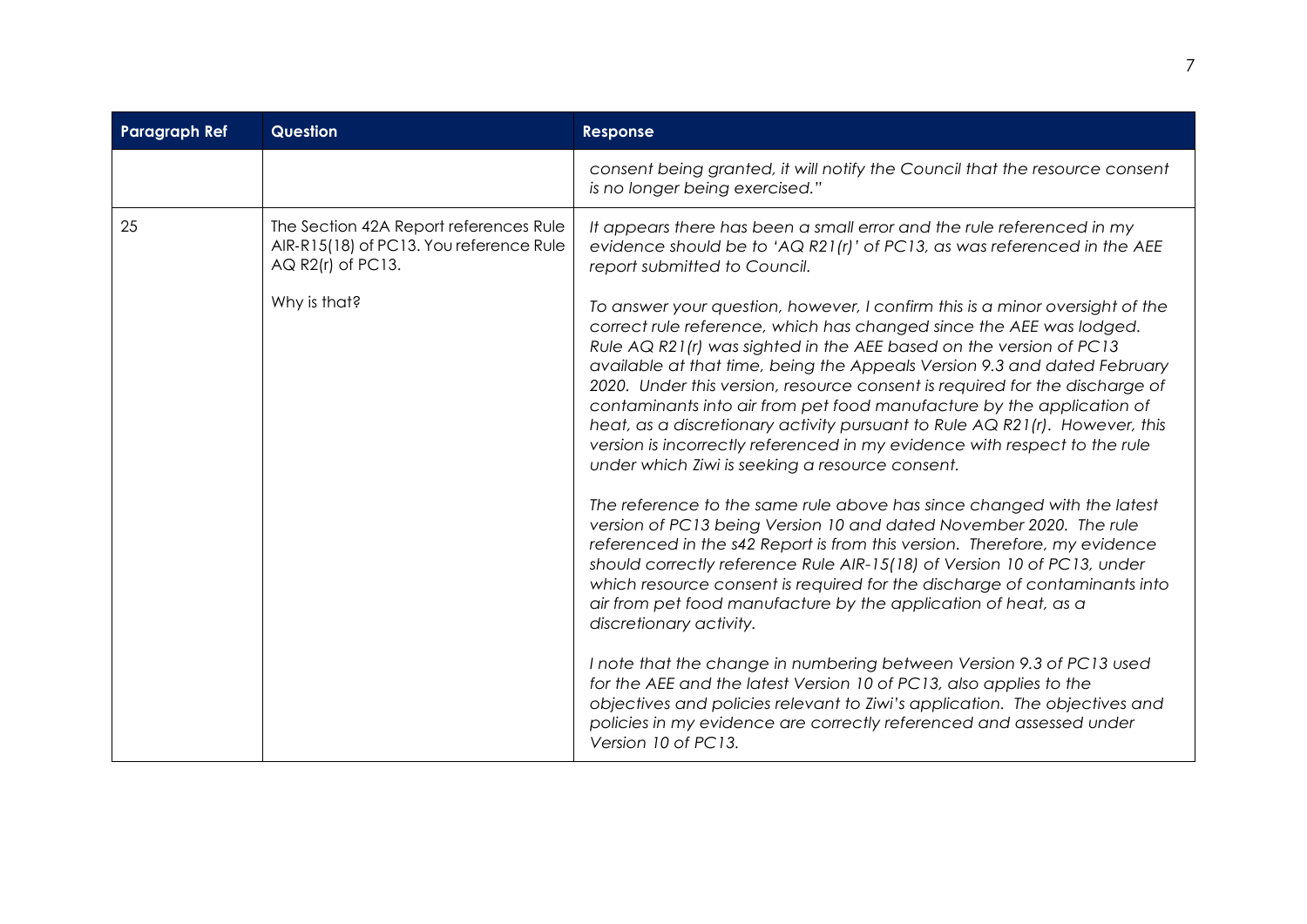| Paragraph Ref | Question | Response |
|---|---|---|
| | | *consent being granted, it will notify the Council that the resource consent is no longer being exercised."* |
| 25 | The Section 42A Report references Rule AIR-R15(18) of PC13. You reference Rule AQ R2(r) of PC13.<br><br>Why is that? | *It appears there has been a small error and the rule referenced in my evidence should be to 'AQ R21(r)' of PC13, as was referenced in the AEE report submitted to Council.*<br><br>*To answer your question, however, I confirm this is a minor oversight of the correct rule reference, which has changed since the AEE was lodged. Rule AQ R21(r) was sighted in the AEE based on the version of PC13 available at that time, being the Appeals Version 9.3 and dated February 2020. Under this version, resource consent is required for the discharge of contaminants into air from pet food manufacture by the application of heat, as a discretionary activity pursuant to Rule AQ R21(r). However, this version is incorrectly referenced in my evidence with respect to the rule under which Ziwi is seeking a resource consent.*<br><br>*The reference to the same rule above has since changed with the latest version of PC13 being Version 10 and dated November 2020. The rule referenced in the s42 Report is from this version. Therefore, my evidence should correctly reference Rule AIR-15(18) of Version 10 of PC13, under which resource consent is required for the discharge of contaminants into air from pet food manufacture by the application of heat, as a discretionary activity.*<br><br>*I note that the change in numbering between Version 9.3 of PC13 used for the AEE and the latest Version 10 of PC13, also applies to the objectives and policies relevant to Ziwi's application. The objectives and policies in my evidence are correctly referenced and assessed under Version 10 of PC13.* |